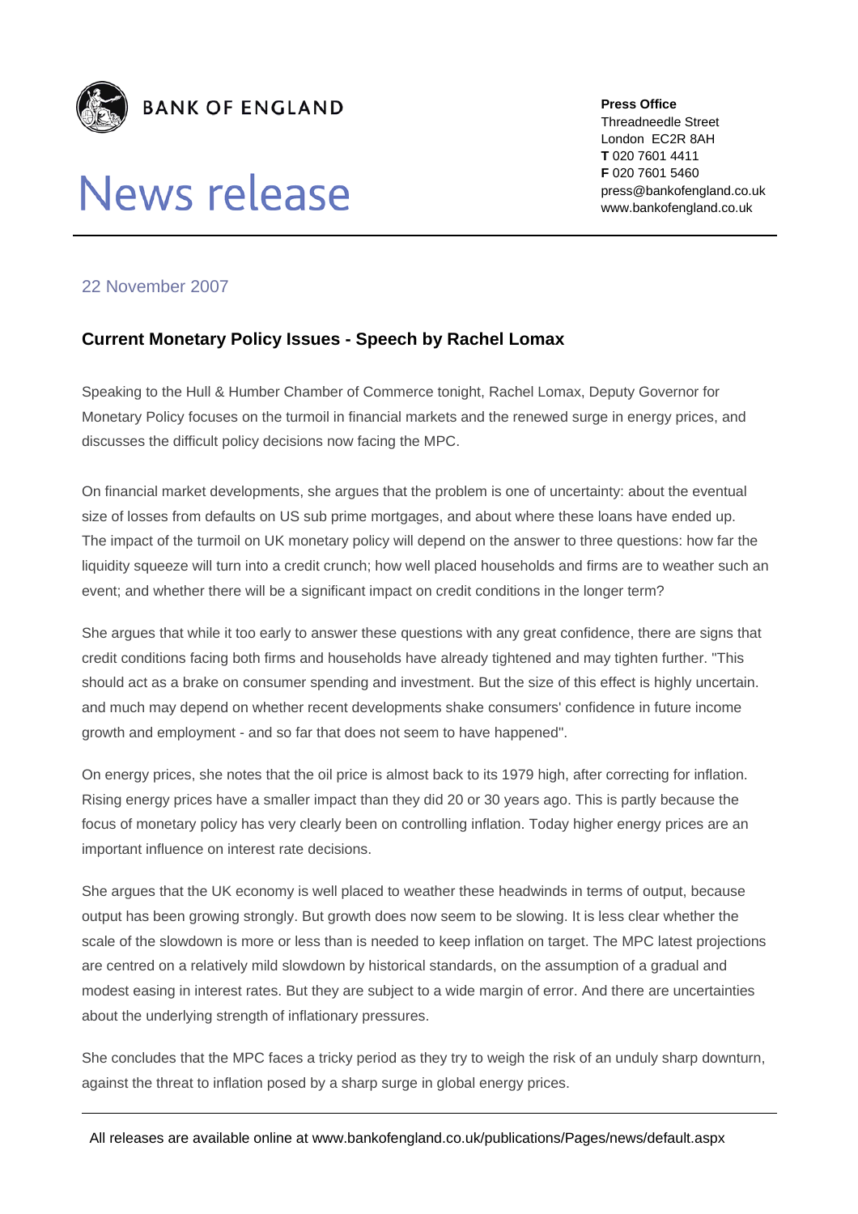BANK OF ENGLAND

# News release

**Press Office**
Threadneedle Street
London EC2R 8AH
**T** 020 7601 4411
**F** 020 7601 5460
press@bankofengland.co.uk
www.bankofengland.co.uk

22 November 2007

## Current Monetary Policy Issues - Speech by Rachel Lomax

Speaking to the Hull & Humber Chamber of Commerce tonight, Rachel Lomax, Deputy Governor for Monetary Policy focuses on the turmoil in financial markets and the renewed surge in energy prices, and discusses the difficult policy decisions now facing the MPC.

On financial market developments, she argues that the problem is one of uncertainty: about the eventual size of losses from defaults on US sub prime mortgages, and about where these loans have ended up. The impact of the turmoil on UK monetary policy will depend on the answer to three questions: how far the liquidity squeeze will turn into a credit crunch; how well placed households and firms are to weather such an event; and whether there will be a significant impact on credit conditions in the longer term?

She argues that while it too early to answer these questions with any great confidence, there are signs that credit conditions facing both firms and households have already tightened and may tighten further. "This should act as a brake on consumer spending and investment. But the size of this effect is highly uncertain. and much may depend on whether recent developments shake consumers' confidence in future income growth and employment - and so far that does not seem to have happened".

On energy prices, she notes that the oil price is almost back to its 1979 high, after correcting for inflation. Rising energy prices have a smaller impact than they did 20 or 30 years ago. This is partly because the focus of monetary policy has very clearly been on controlling inflation. Today higher energy prices are an important influence on interest rate decisions.

She argues that the UK economy is well placed to weather these headwinds in terms of output, because output has been growing strongly. But growth does now seem to be slowing. It is less clear whether the scale of the slowdown is more or less than is needed to keep inflation on target. The MPC latest projections are centred on a relatively mild slowdown by historical standards, on the assumption of a gradual and modest easing in interest rates. But they are subject to a wide margin of error. And there are uncertainties about the underlying strength of inflationary pressures.

She concludes that the MPC faces a tricky period as they try to weigh the risk of an unduly sharp downturn, against the threat to inflation posed by a sharp surge in global energy prices.

All releases are available online at www.bankofengland.co.uk/publications/Pages/news/default.aspx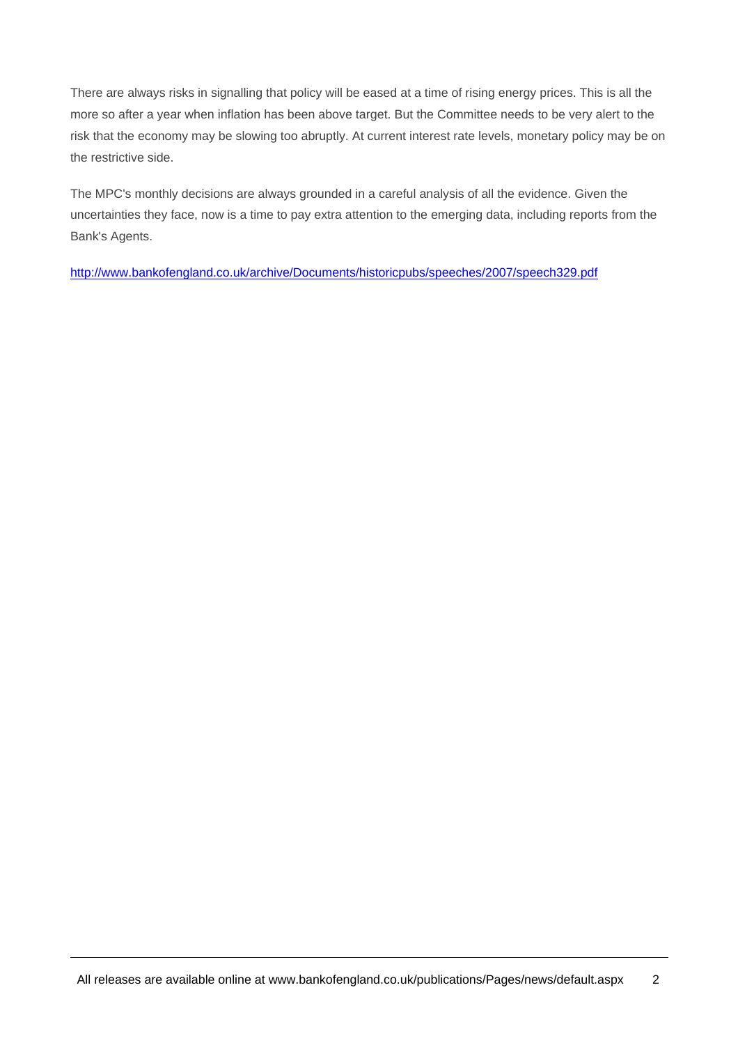There are always risks in signalling that policy will be eased at a time of rising energy prices. This is all the more so after a year when inflation has been above target. But the Committee needs to be very alert to the risk that the economy may be slowing too abruptly. At current interest rate levels, monetary policy may be on the restrictive side.

The MPC's monthly decisions are always grounded in a careful analysis of all the evidence. Given the uncertainties they face, now is a time to pay extra attention to the emerging data, including reports from the Bank's Agents.

http://www.bankofengland.co.uk/archive/Documents/historicpubs/speeches/2007/speech329.pdf